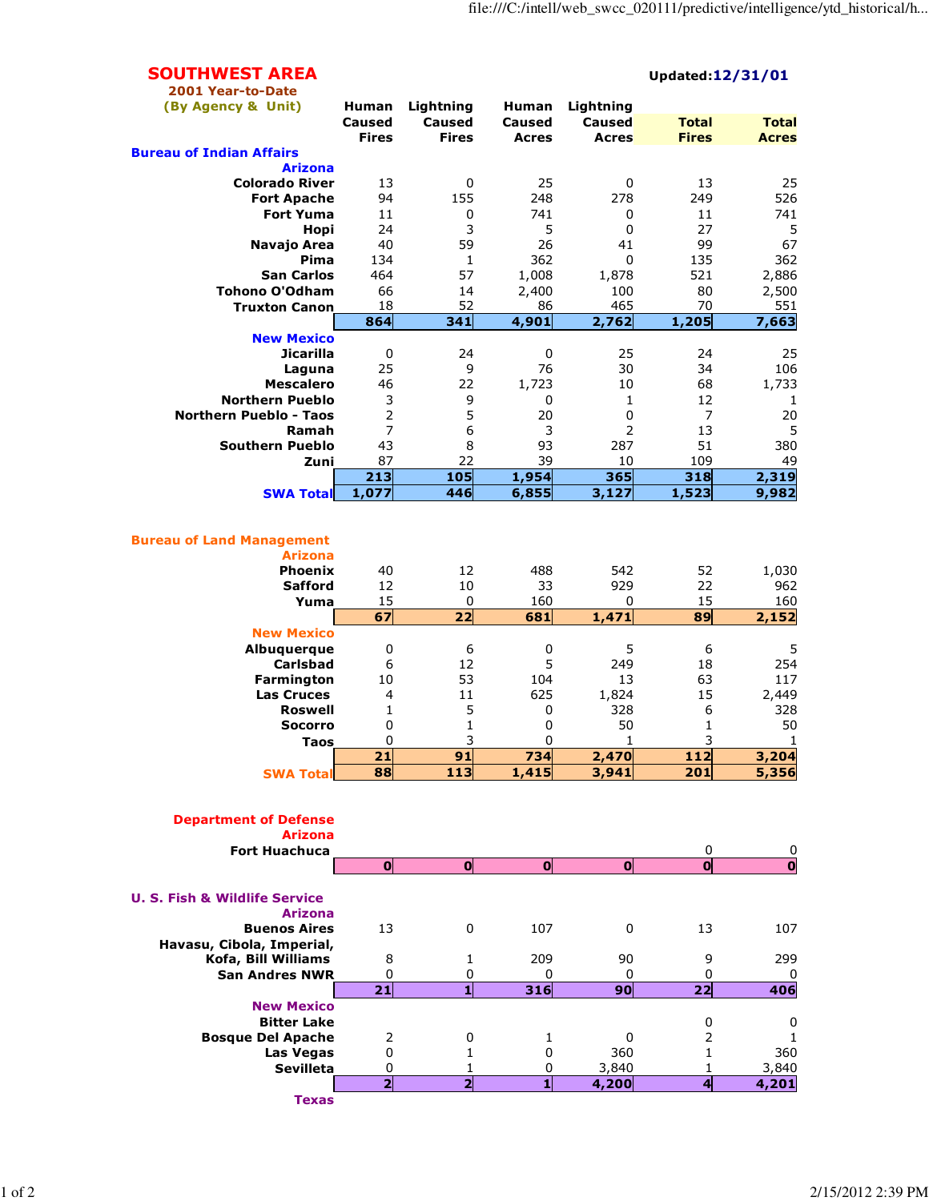# SOUTHWEST AREA

**2001 Year-to-Date**

**(By Agency & Unit)**

**Updated: 12/31/01**

| | Human Caused Fires | Lightning Caused Fires | Human Caused Acres | Lightning Caused Acres | Total Fires | Total Acres |
|---|---|---|---|---|---|---|
| **Bureau of Indian Affairs** | | | | | | |
| **Arizona** | | | | | | |
| Colorado River | 13 | 0 | 25 | 0 | 13 | 25 |
| Fort Apache | 94 | 155 | 248 | 278 | 249 | 526 |
| Fort Yuma | 11 | 0 | 741 | 0 | 11 | 741 |
| Hopi | 24 | 3 | 5 | 0 | 27 | 5 |
| Navajo Area | 40 | 59 | 26 | 41 | 99 | 67 |
| Pima | 134 | 1 | 362 | 0 | 135 | 362 |
| San Carlos | 464 | 57 | 1,008 | 1,878 | 521 | 2,886 |
| Tohono O'Odham | 66 | 14 | 2,400 | 100 | 80 | 2,500 |
| Truxton Canon | 18 | 52 | 86 | 465 | 70 | 551 |
| | **864** | **341** | **4,901** | **2,762** | **1,205** | **7,663** |
| **New Mexico** | | | | | | |
| Jicarilla | 0 | 24 | 0 | 25 | 24 | 25 |
| Laguna | 25 | 9 | 76 | 30 | 34 | 106 |
| Mescalero | 46 | 22 | 1,723 | 10 | 68 | 1,733 |
| Northern Pueblo | 3 | 9 | 0 | 1 | 12 | 1 |
| Northern Pueblo - Taos | 2 | 5 | 20 | 0 | 7 | 20 |
| Ramah | 7 | 6 | 3 | 2 | 13 | 5 |
| Southern Pueblo | 43 | 8 | 93 | 287 | 51 | 380 |
| Zuni | 87 | 22 | 39 | 10 | 109 | 49 |
| | **213** | **105** | **1,954** | **365** | **318** | **2,319** |
| **SWA Total** | **1,077** | **446** | **6,855** | **3,127** | **1,523** | **9,982** |
| **Bureau of Land Management** | | | | | | |
| **Arizona** | | | | | | |
| Phoenix | 40 | 12 | 488 | 542 | 52 | 1,030 |
| Safford | 12 | 10 | 33 | 929 | 22 | 962 |
| Yuma | 15 | 0 | 160 | 0 | 15 | 160 |
| | **67** | **22** | **681** | **1,471** | **89** | **2,152** |
| **New Mexico** | | | | | | |
| Albuquerque | 0 | 6 | 0 | 5 | 6 | 5 |
| Carlsbad | 6 | 12 | 5 | 249 | 18 | 254 |
| Farmington | 10 | 53 | 104 | 13 | 63 | 117 |
| Las Cruces | 4 | 11 | 625 | 1,824 | 15 | 2,449 |
| Roswell | 1 | 5 | 0 | 328 | 6 | 328 |
| Socorro | 0 | 1 | 0 | 50 | 1 | 50 |
| Taos | 0 | 3 | 0 | 1 | 3 | 1 |
| | **21** | **91** | **734** | **2,470** | **112** | **3,204** |
| **SWA Total** | **88** | **113** | **1,415** | **3,941** | **201** | **5,356** |
| **Department of Defense** | | | | | | |
| **Arizona** | | | | | | |
| Fort Huachuca | | | | | 0 | 0 |
| | **0** | **0** | **0** | **0** | **0** | **0** |
| **U. S. Fish & Wildlife Service** | | | | | | |
| **Arizona** | | | | | | |
| Buenos Aires | 13 | 0 | 107 | 0 | 13 | 107 |
| Havasu, Cibola, Imperial, Kofa, Bill Williams | 8 | 1 | 209 | 90 | 9 | 299 |
| San Andres NWR | 0 | 0 | 0 | 0 | 0 | 0 |
| | **21** | **1** | **316** | **90** | **22** | **406** |
| **New Mexico** | | | | | | |
| Bitter Lake | | | | | 0 | 0 |
| Bosque Del Apache | 2 | 0 | 1 | 0 | 2 | 1 |
| Las Vegas | 0 | 1 | 0 | 360 | 1 | 360 |
| Sevilleta | 0 | 1 | 0 | 3,840 | 1 | 3,840 |
| | **2** | **2** | **1** | **4,200** | **4** | **4,201** |
| **Texas** | | | | | | |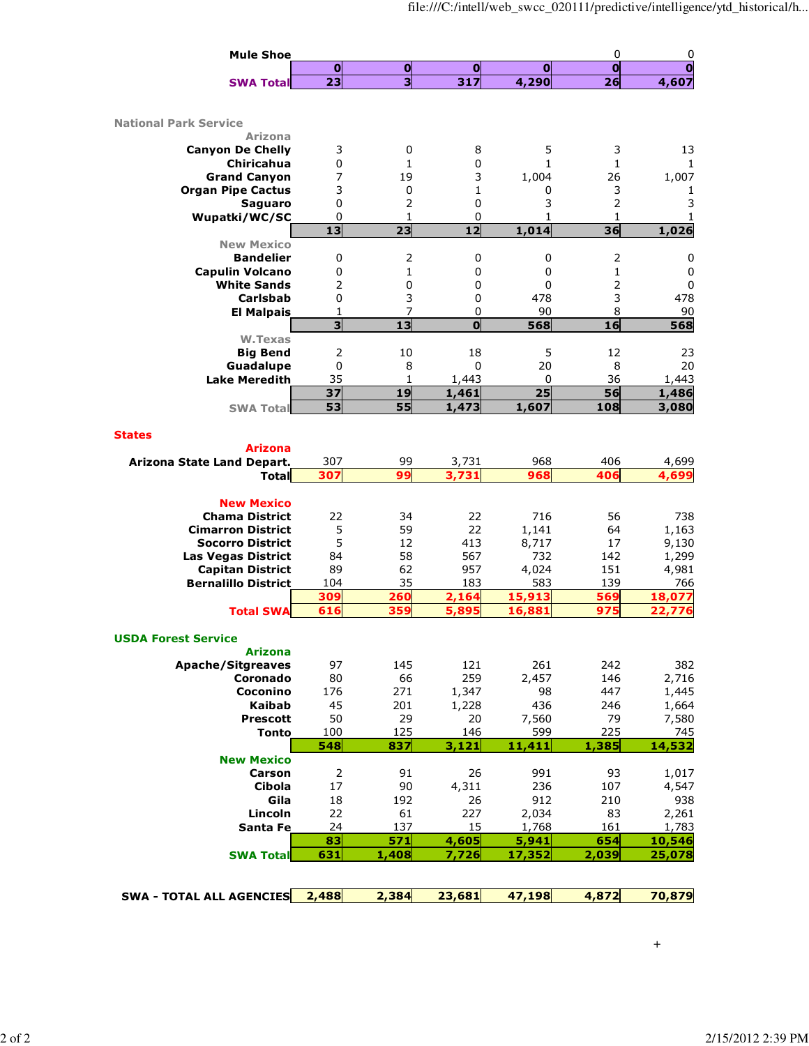| | | | | | | |
|---|---|---|---|---|---|---|
| **Mule Shoe** | | | | | 0 | 0 |
| | 0 | 0 | 0 | 0 | 0 | 0 |
| **SWA Total** | 23 | 3 | 317 | 4,290 | 26 | 4,607 |
| **National Park Service** | | | | | | |
| **Arizona** | | | | | | |
| **Canyon De Chelly** | 3 | 0 | 8 | 5 | 3 | 13 |
| **Chiricahua** | 0 | 1 | 0 | 1 | 1 | 1 |
| **Grand Canyon** | 7 | 19 | 3 | 1,004 | 26 | 1,007 |
| **Organ Pipe Cactus** | 3 | 0 | 1 | 0 | 3 | 1 |
| **Saguaro** | 0 | 2 | 0 | 3 | 2 | 3 |
| **Wupatki/WC/SC** | 0 | 1 | 0 | 1 | 1 | 1 |
| | 13 | 23 | 12 | 1,014 | 36 | 1,026 |
| **New Mexico** | | | | | | |
| **Bandelier** | 0 | 2 | 0 | 0 | 2 | 0 |
| **Capulin Volcano** | 0 | 1 | 0 | 0 | 1 | 0 |
| **White Sands** | 2 | 0 | 0 | 0 | 2 | 0 |
| **Carlsbab** | 0 | 3 | 0 | 478 | 3 | 478 |
| **El Malpais** | 1 | 7 | 0 | 90 | 8 | 90 |
| | 3 | 13 | 0 | 568 | 16 | 568 |
| **W.Texas** | | | | | | |
| **Big Bend** | 2 | 10 | 18 | 5 | 12 | 23 |
| **Guadalupe** | 0 | 8 | 0 | 20 | 8 | 20 |
| **Lake Meredith** | 35 | 1 | 1,443 | 0 | 36 | 1,443 |
| | 37 | 19 | 1,461 | 25 | 56 | 1,486 |
| **SWA Total** | 53 | 55 | 1,473 | 1,607 | 108 | 3,080 |
| **States** | | | | | | |
| **Arizona** | | | | | | |
| **Arizona State Land Depart.** | 307 | 99 | 3,731 | 968 | 406 | 4,699 |
| **Total** | 307 | 99 | 3,731 | 968 | 406 | 4,699 |
| **New Mexico** | | | | | | |
| **Chama District** | 22 | 34 | 22 | 716 | 56 | 738 |
| **Cimarron District** | 5 | 59 | 22 | 1,141 | 64 | 1,163 |
| **Socorro District** | 5 | 12 | 413 | 8,717 | 17 | 9,130 |
| **Las Vegas District** | 84 | 58 | 567 | 732 | 142 | 1,299 |
| **Capitan District** | 89 | 62 | 957 | 4,024 | 151 | 4,981 |
| **Bernalillo District** | 104 | 35 | 183 | 583 | 139 | 766 |
| | 309 | 260 | 2,164 | 15,913 | 569 | 18,077 |
| **Total SWA** | 616 | 359 | 5,895 | 16,881 | 975 | 22,776 |
| **USDA Forest Service** | | | | | | |
| **Arizona** | | | | | | |
| **Apache/Sitgreaves** | 97 | 145 | 121 | 261 | 242 | 382 |
| **Coronado** | 80 | 66 | 259 | 2,457 | 146 | 2,716 |
| **Coconino** | 176 | 271 | 1,347 | 98 | 447 | 1,445 |
| **Kaibab** | 45 | 201 | 1,228 | 436 | 246 | 1,664 |
| **Prescott** | 50 | 29 | 20 | 7,560 | 79 | 7,580 |
| **Tonto** | 100 | 125 | 146 | 599 | 225 | 745 |
| | 548 | 837 | 3,121 | 11,411 | 1,385 | 14,532 |
| **New Mexico** | | | | | | |
| **Carson** | 2 | 91 | 26 | 991 | 93 | 1,017 |
| **Cibola** | 17 | 90 | 4,311 | 236 | 107 | 4,547 |
| **Gila** | 18 | 192 | 26 | 912 | 210 | 938 |
| **Lincoln** | 22 | 61 | 227 | 2,034 | 83 | 2,261 |
| **Santa Fe** | 24 | 137 | 15 | 1,768 | 161 | 1,783 |
| | 83 | 571 | 4,605 | 5,941 | 654 | 10,546 |
| **SWA Total** | 631 | 1,408 | 7,726 | 17,352 | 2,039 | 25,078 |
| **SWA - TOTAL ALL AGENCIES** | 2,488 | 2,384 | 23,681 | 47,198 | 4,872 | 70,879 |

+